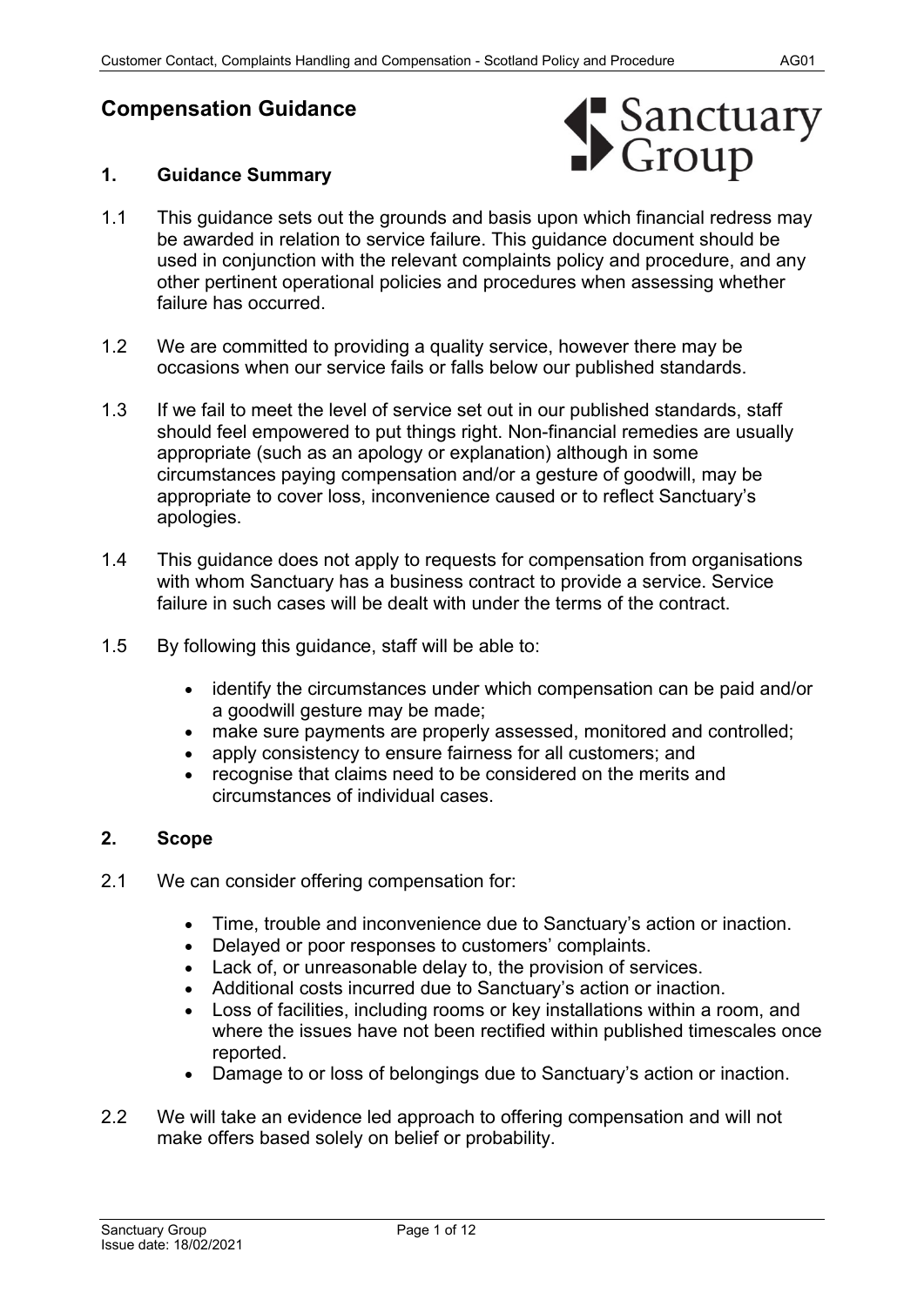# Compensation Guidance

## 1. Guidance Summary

1.1 This guidance sets out the grounds and basis upon which financial redress may be awarded in relation to service failure. This guidance document should be used in conjunction with the relevant complaints policy and procedure, and any other pertinent operational policies and procedures when assessing whether failure has occurred.

1.2 We are committed to providing a quality service, however there may be occasions when our service fails or falls below our published standards.

1.3 If we fail to meet the level of service set out in our published standards, staff should feel empowered to put things right. Non-financial remedies are usually appropriate (such as an apology or explanation) although in some circumstances paying compensation and/or a gesture of goodwill, may be appropriate to cover loss, inconvenience caused or to reflect Sanctuary's apologies.

1.4 This guidance does not apply to requests for compensation from organisations with whom Sanctuary has a business contract to provide a service. Service failure in such cases will be dealt with under the terms of the contract.

1.5 By following this guidance, staff will be able to:

- identify the circumstances under which compensation can be paid and/or a goodwill gesture may be made;
- make sure payments are properly assessed, monitored and controlled;
- apply consistency to ensure fairness for all customers; and
- recognise that claims need to be considered on the merits and circumstances of individual cases.

## 2. Scope

2.1 We can consider offering compensation for:

- Time, trouble and inconvenience due to Sanctuary's action or inaction.
- Delayed or poor responses to customers' complaints.
- Lack of, or unreasonable delay to, the provision of services.
- Additional costs incurred due to Sanctuary's action or inaction.
- Loss of facilities, including rooms or key installations within a room, and where the issues have not been rectified within published timescales once reported.
- Damage to or loss of belongings due to Sanctuary's action or inaction.

2.2 We will take an evidence led approach to offering compensation and will not make offers based solely on belief or probability.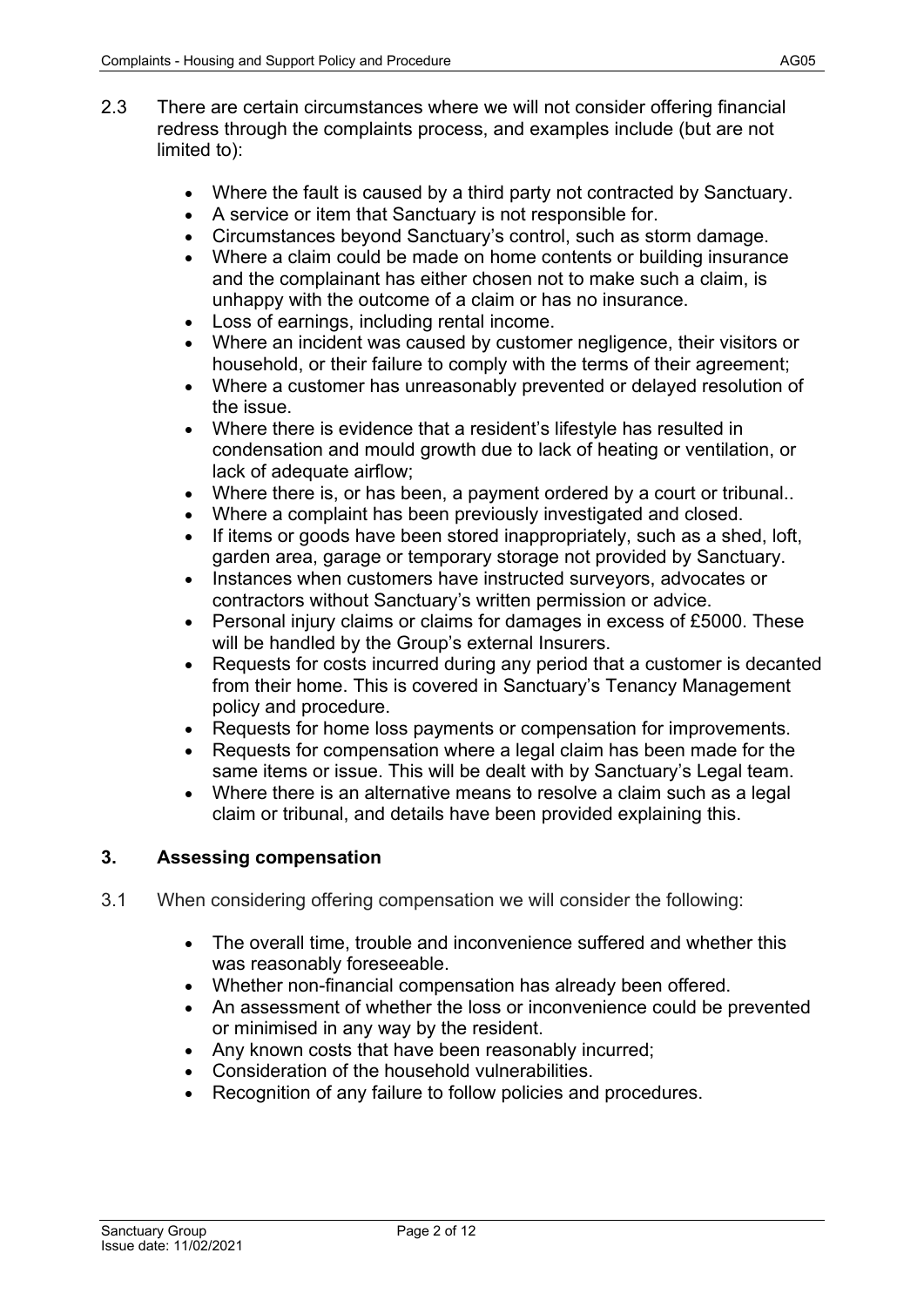2.3 There are certain circumstances where we will not consider offering financial redress through the complaints process, and examples include (but are not limited to):

- Where the fault is caused by a third party not contracted by Sanctuary.
- A service or item that Sanctuary is not responsible for.
- Circumstances beyond Sanctuary's control, such as storm damage.
- Where a claim could be made on home contents or building insurance and the complainant has either chosen not to make such a claim, is unhappy with the outcome of a claim or has no insurance.
- Loss of earnings, including rental income.
- Where an incident was caused by customer negligence, their visitors or household, or their failure to comply with the terms of their agreement;
- Where a customer has unreasonably prevented or delayed resolution of the issue.
- Where there is evidence that a resident's lifestyle has resulted in condensation and mould growth due to lack of heating or ventilation, or lack of adequate airflow;
- Where there is, or has been, a payment ordered by a court or tribunal..
- Where a complaint has been previously investigated and closed.
- If items or goods have been stored inappropriately, such as a shed, loft, garden area, garage or temporary storage not provided by Sanctuary.
- Instances when customers have instructed surveyors, advocates or contractors without Sanctuary's written permission or advice.
- Personal injury claims or claims for damages in excess of £5000. These will be handled by the Group's external Insurers.
- Requests for costs incurred during any period that a customer is decanted from their home. This is covered in Sanctuary's Tenancy Management policy and procedure.
- Requests for home loss payments or compensation for improvements.
- Requests for compensation where a legal claim has been made for the same items or issue. This will be dealt with by Sanctuary's Legal team.
- Where there is an alternative means to resolve a claim such as a legal claim or tribunal, and details have been provided explaining this.

## 3. Assessing compensation

3.1 When considering offering compensation we will consider the following:

- The overall time, trouble and inconvenience suffered and whether this was reasonably foreseeable.
- Whether non-financial compensation has already been offered.
- An assessment of whether the loss or inconvenience could be prevented or minimised in any way by the resident.
- Any known costs that have been reasonably incurred;
- Consideration of the household vulnerabilities.
- Recognition of any failure to follow policies and procedures.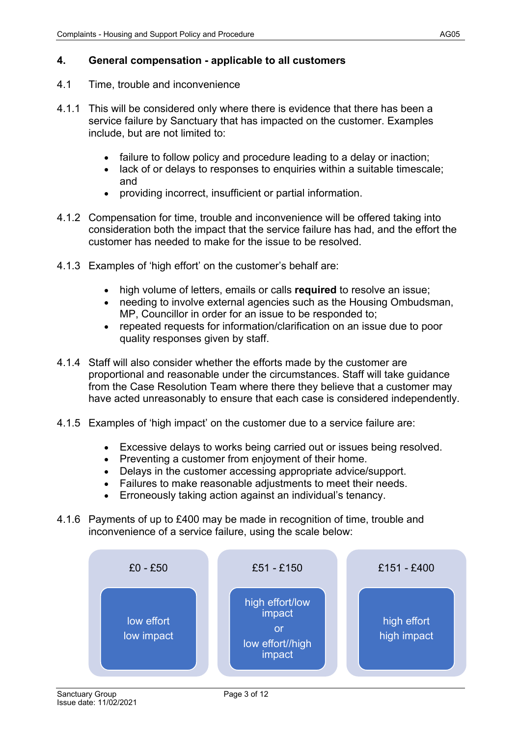## 4. General compensation - applicable to all customers

### 4.1 Time, trouble and inconvenience

4.1.1 This will be considered only where there is evidence that there has been a service failure by Sanctuary that has impacted on the customer. Examples include, but are not limited to:

- failure to follow policy and procedure leading to a delay or inaction;
- lack of or delays to responses to enquiries within a suitable timescale; and
- providing incorrect, insufficient or partial information.

4.1.2 Compensation for time, trouble and inconvenience will be offered taking into consideration both the impact that the service failure has had, and the effort the customer has needed to make for the issue to be resolved.

4.1.3 Examples of 'high effort' on the customer's behalf are:

- high volume of letters, emails or calls **required** to resolve an issue;
- needing to involve external agencies such as the Housing Ombudsman, MP, Councillor in order for an issue to be responded to;
- repeated requests for information/clarification on an issue due to poor quality responses given by staff.

4.1.4 Staff will also consider whether the efforts made by the customer are proportional and reasonable under the circumstances. Staff will take guidance from the Case Resolution Team where there they believe that a customer may have acted unreasonably to ensure that each case is considered independently.

4.1.5 Examples of 'high impact' on the customer due to a service failure are:

- Excessive delays to works being carried out or issues being resolved.
- Preventing a customer from enjoyment of their home.
- Delays in the customer accessing appropriate advice/support.
- Failures to make reasonable adjustments to meet their needs.
- Erroneously taking action against an individual's tenancy.

4.1.6 Payments of up to £400 may be made in recognition of time, trouble and inconvenience of a service failure, using the scale below:

| £0 - £50 | £51 - £150 | £151 - £400 |
|---|---|---|
| low effort low impact | high effort/low impact or low effort//high impact | high effort high impact |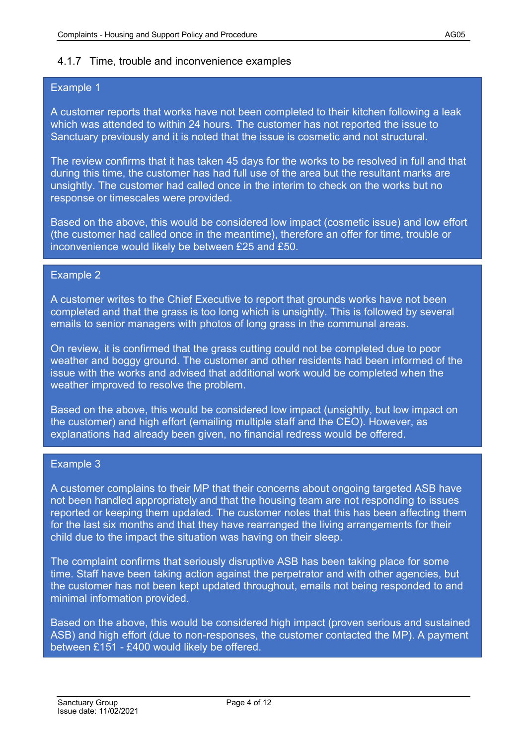### 4.1.7 Time, trouble and inconvenience examples

**Example 1**

A customer reports that works have not been completed to their kitchen following a leak which was attended to within 24 hours. The customer has not reported the issue to Sanctuary previously and it is noted that the issue is cosmetic and not structural.

The review confirms that it has taken 45 days for the works to be resolved in full and that during this time, the customer has had full use of the area but the resultant marks are unsightly. The customer had called once in the interim to check on the works but no response or timescales were provided.

Based on the above, this would be considered low impact (cosmetic issue) and low effort (the customer had called once in the meantime), therefore an offer for time, trouble or inconvenience would likely be between £25 and £50.

**Example 2**

A customer writes to the Chief Executive to report that grounds works have not been completed and that the grass is too long which is unsightly. This is followed by several emails to senior managers with photos of long grass in the communal areas.

On review, it is confirmed that the grass cutting could not be completed due to poor weather and boggy ground. The customer and other residents had been informed of the issue with the works and advised that additional work would be completed when the weather improved to resolve the problem.

Based on the above, this would be considered low impact (unsightly, but low impact on the customer) and high effort (emailing multiple staff and the CEO). However, as explanations had already been given, no financial redress would be offered.

**Example 3**

A customer complains to their MP that their concerns about ongoing targeted ASB have not been handled appropriately and that the housing team are not responding to issues reported or keeping them updated. The customer notes that this has been affecting them for the last six months and that they have rearranged the living arrangements for their child due to the impact the situation was having on their sleep.

The complaint confirms that seriously disruptive ASB has been taking place for some time. Staff have been taking action against the perpetrator and with other agencies, but the customer has not been kept updated throughout, emails not being responded to and minimal information provided.

Based on the above, this would be considered high impact (proven serious and sustained ASB) and high effort (due to non-responses, the customer contacted the MP). A payment between £151 - £400 would likely be offered.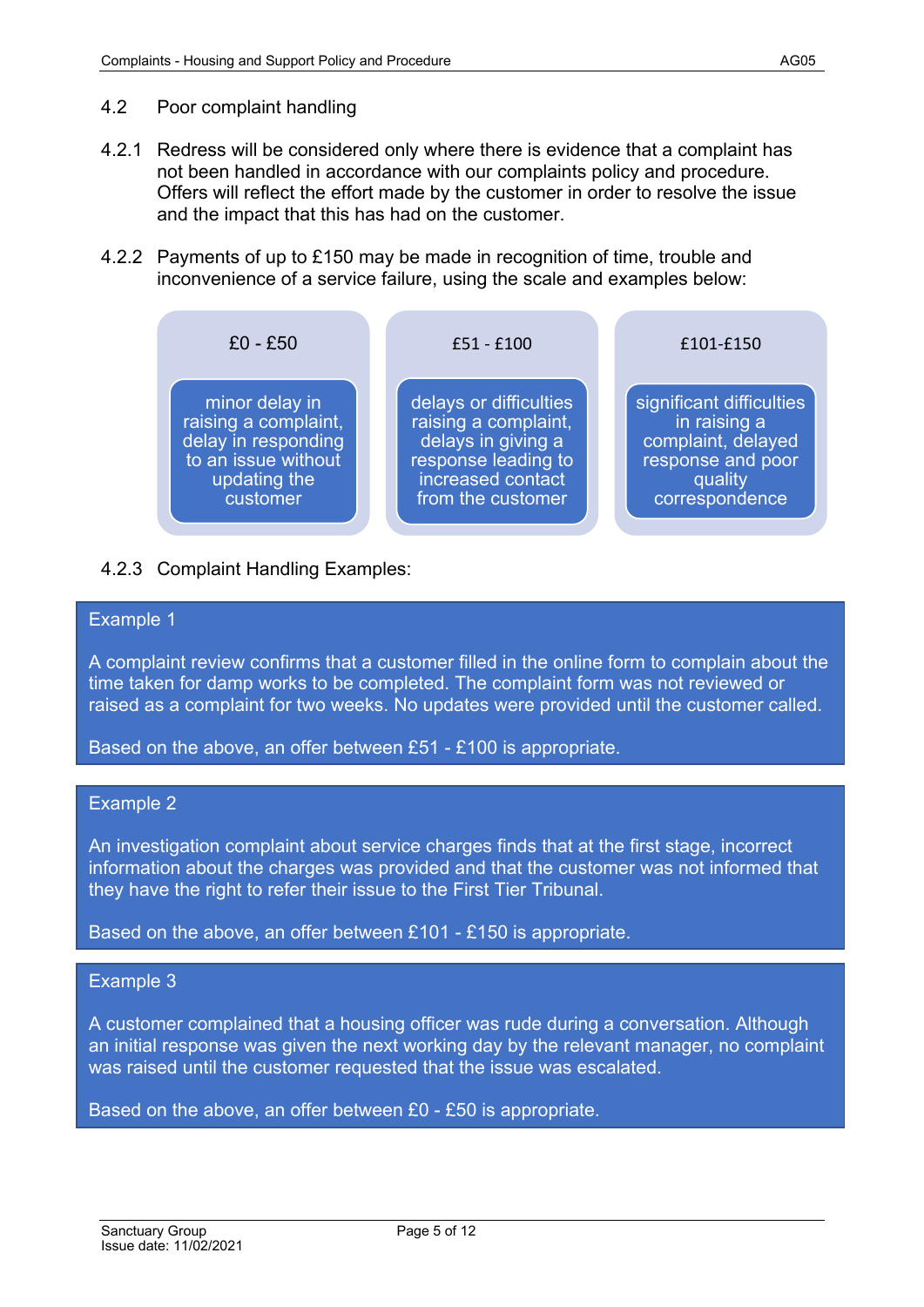### 4.2 Poor complaint handling

4.2.1 Redress will be considered only where there is evidence that a complaint has not been handled in accordance with our complaints policy and procedure. Offers will reflect the effort made by the customer in order to resolve the issue and the impact that this has had on the customer.

4.2.2 Payments of up to £150 may be made in recognition of time, trouble and inconvenience of a service failure, using the scale and examples below:

| £0 - £50 | £51 - £100 | £101-£150 |
|---|---|---|
| minor delay in raising a complaint, delay in responding to an issue without updating the customer | delays or difficulties raising a complaint, delays in giving a response leading to increased contact from the customer | significant difficulties in raising a complaint, delayed response and poor quality correspondence |

4.2.3 Complaint Handling Examples:

**Example 1**

A complaint review confirms that a customer filled in the online form to complain about the time taken for damp works to be completed. The complaint form was not reviewed or raised as a complaint for two weeks. No updates were provided until the customer called.

Based on the above, an offer between £51 - £100 is appropriate.

**Example 2**

An investigation complaint about service charges finds that at the first stage, incorrect information about the charges was provided and that the customer was not informed that they have the right to refer their issue to the First Tier Tribunal.

Based on the above, an offer between £101 - £150 is appropriate.

**Example 3**

A customer complained that a housing officer was rude during a conversation. Although an initial response was given the next working day by the relevant manager, no complaint was raised until the customer requested that the issue was escalated.

Based on the above, an offer between £0 - £50 is appropriate.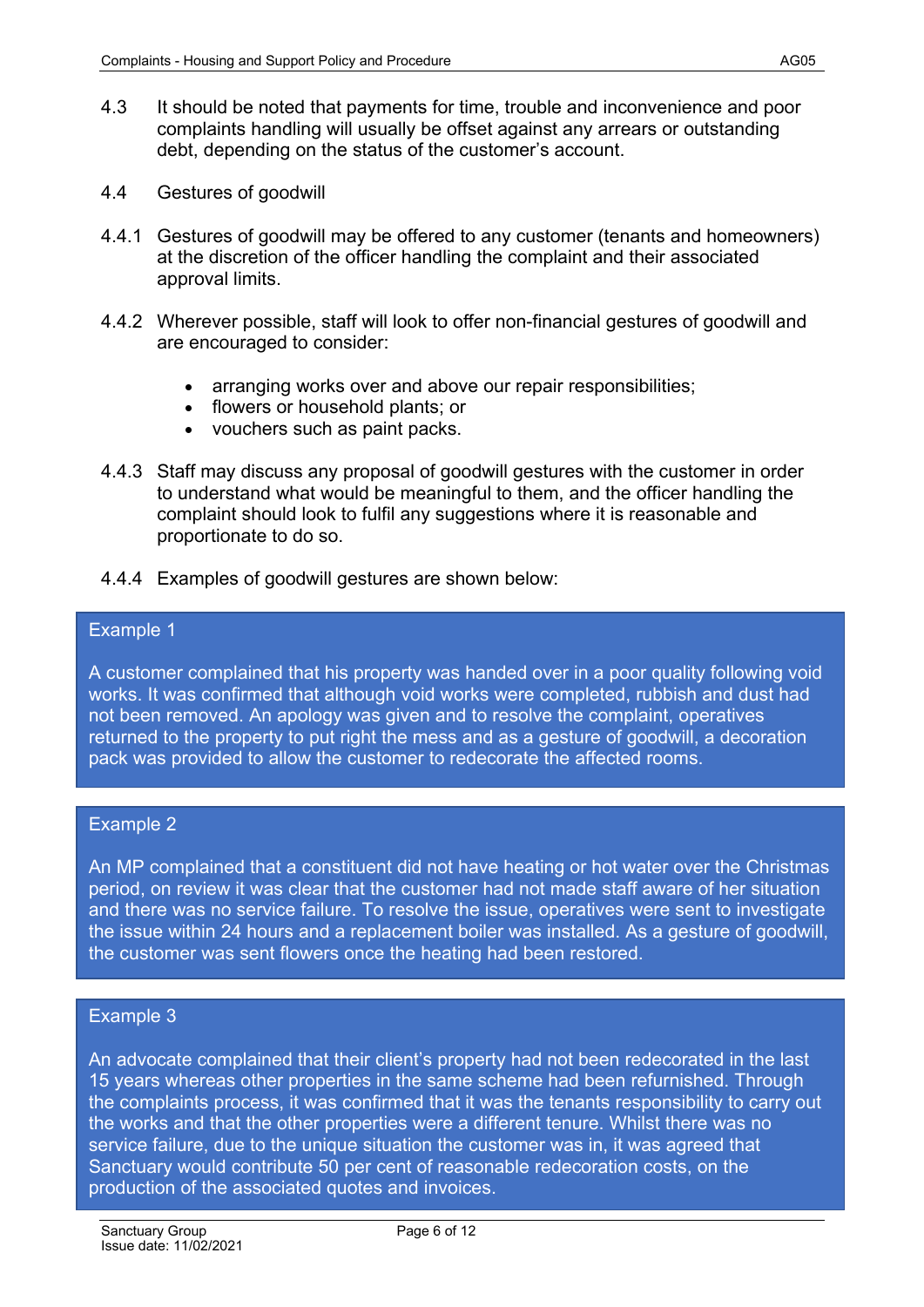4.3 It should be noted that payments for time, trouble and inconvenience and poor complaints handling will usually be offset against any arrears or outstanding debt, depending on the status of the customer's account.

4.4 Gestures of goodwill

4.4.1 Gestures of goodwill may be offered to any customer (tenants and homeowners) at the discretion of the officer handling the complaint and their associated approval limits.

4.4.2 Wherever possible, staff will look to offer non-financial gestures of goodwill and are encouraged to consider:

- arranging works over and above our repair responsibilities;
- flowers or household plants; or
- vouchers such as paint packs.

4.4.3 Staff may discuss any proposal of goodwill gestures with the customer in order to understand what would be meaningful to them, and the officer handling the complaint should look to fulfil any suggestions where it is reasonable and proportionate to do so.

4.4.4 Examples of goodwill gestures are shown below:

**Example 1**

A customer complained that his property was handed over in a poor quality following void works. It was confirmed that although void works were completed, rubbish and dust had not been removed. An apology was given and to resolve the complaint, operatives returned to the property to put right the mess and as a gesture of goodwill, a decoration pack was provided to allow the customer to redecorate the affected rooms.

**Example 2**

An MP complained that a constituent did not have heating or hot water over the Christmas period, on review it was clear that the customer had not made staff aware of her situation and there was no service failure. To resolve the issue, operatives were sent to investigate the issue within 24 hours and a replacement boiler was installed. As a gesture of goodwill, the customer was sent flowers once the heating had been restored.

**Example 3**

An advocate complained that their client's property had not been redecorated in the last 15 years whereas other properties in the same scheme had been refurbished. Through the complaints process, it was confirmed that it was the tenants responsibility to carry out the works and that the other properties were a different tenure. Whilst there was no service failure, due to the unique situation the customer was in, it was agreed that Sanctuary would contribute 50 per cent of reasonable redecoration costs, on the production of the associated quotes and invoices.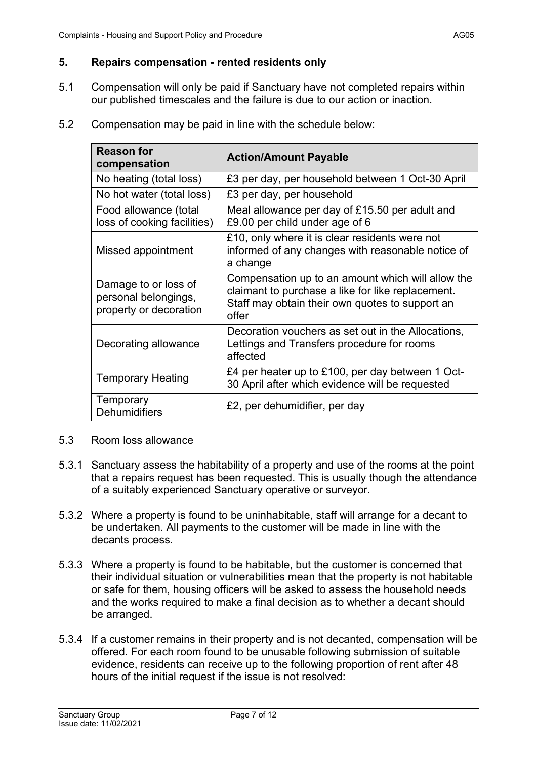## 5. Repairs compensation - rented residents only

5.1 Compensation will only be paid if Sanctuary have not completed repairs within our published timescales and the failure is due to our action or inaction.

5.2 Compensation may be paid in line with the schedule below:

| Reason for compensation | Action/Amount Payable |
| --- | --- |
| No heating (total loss) | £3 per day, per household between 1 Oct-30 April |
| No hot water (total loss) | £3 per day, per household |
| Food allowance (total loss of cooking facilities) | Meal allowance per day of £15.50 per adult and £9.00 per child under age of 6 |
| Missed appointment | £10, only where it is clear residents were not informed of any changes with reasonable notice of a change |
| Damage to or loss of personal belongings, property or decoration | Compensation up to an amount which will allow the claimant to purchase a like for like replacement. Staff may obtain their own quotes to support an offer |
| Decorating allowance | Decoration vouchers as set out in the Allocations, Lettings and Transfers procedure for rooms affected |
| Temporary Heating | £4 per heater up to £100, per day between 1 Oct-30 April after which evidence will be requested |
| Temporary Dehumidifiers | £2, per dehumidifier, per day |

5.3 Room loss allowance

5.3.1 Sanctuary assess the habitability of a property and use of the rooms at the point that a repairs request has been requested. This is usually though the attendance of a suitably experienced Sanctuary operative or surveyor.

5.3.2 Where a property is found to be uninhabitable, staff will arrange for a decant to be undertaken. All payments to the customer will be made in line with the decants process.

5.3.3 Where a property is found to be habitable, but the customer is concerned that their individual situation or vulnerabilities mean that the property is not habitable or safe for them, housing officers will be asked to assess the household needs and the works required to make a final decision as to whether a decant should be arranged.

5.3.4 If a customer remains in their property and is not decanted, compensation will be offered. For each room found to be unusable following submission of suitable evidence, residents can receive up to the following proportion of rent after 48 hours of the initial request if the issue is not resolved: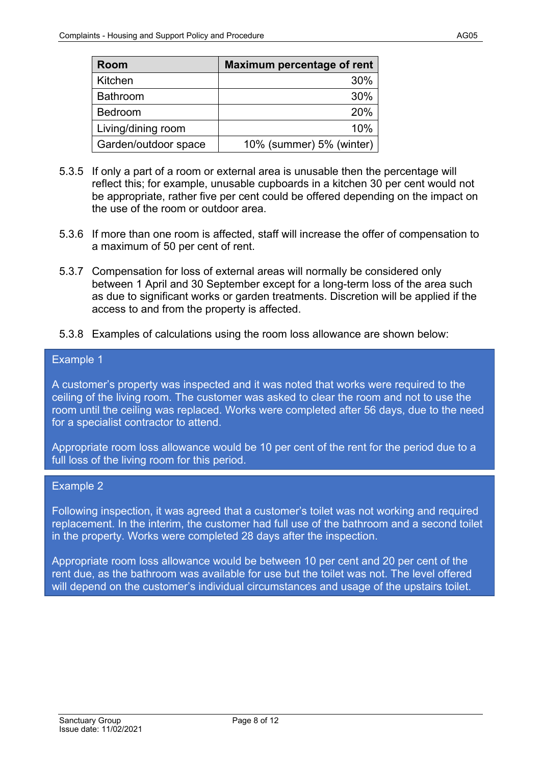| Room | Maximum percentage of rent |
|---|---|
| Kitchen | 30% |
| Bathroom | 30% |
| Bedroom | 20% |
| Living/dining room | 10% |
| Garden/outdoor space | 10% (summer) 5% (winter) |

5.3.5 If only a part of a room or external area is unusable then the percentage will reflect this; for example, unusable cupboards in a kitchen 30 per cent would not be appropriate, rather five per cent could be offered depending on the impact on the use of the room or outdoor area.

5.3.6 If more than one room is affected, staff will increase the offer of compensation to a maximum of 50 per cent of rent.

5.3.7 Compensation for loss of external areas will normally be considered only between 1 April and 30 September except for a long-term loss of the area such as due to significant works or garden treatments. Discretion will be applied if the access to and from the property is affected.

5.3.8 Examples of calculations using the room loss allowance are shown below:

**Example 1**

A customer's property was inspected and it was noted that works were required to the ceiling of the living room. The customer was asked to clear the room and not to use the room until the ceiling was replaced. Works were completed after 56 days, due to the need for a specialist contractor to attend.

Appropriate room loss allowance would be 10 per cent of the rent for the period due to a full loss of the living room for this period.

**Example 2**

Following inspection, it was agreed that a customer's toilet was not working and required replacement. In the interim, the customer had full use of the bathroom and a second toilet in the property. Works were completed 28 days after the inspection.

Appropriate room loss allowance would be between 10 per cent and 20 per cent of the rent due, as the bathroom was available for use but the toilet was not. The level offered will depend on the customer's individual circumstances and usage of the upstairs toilet.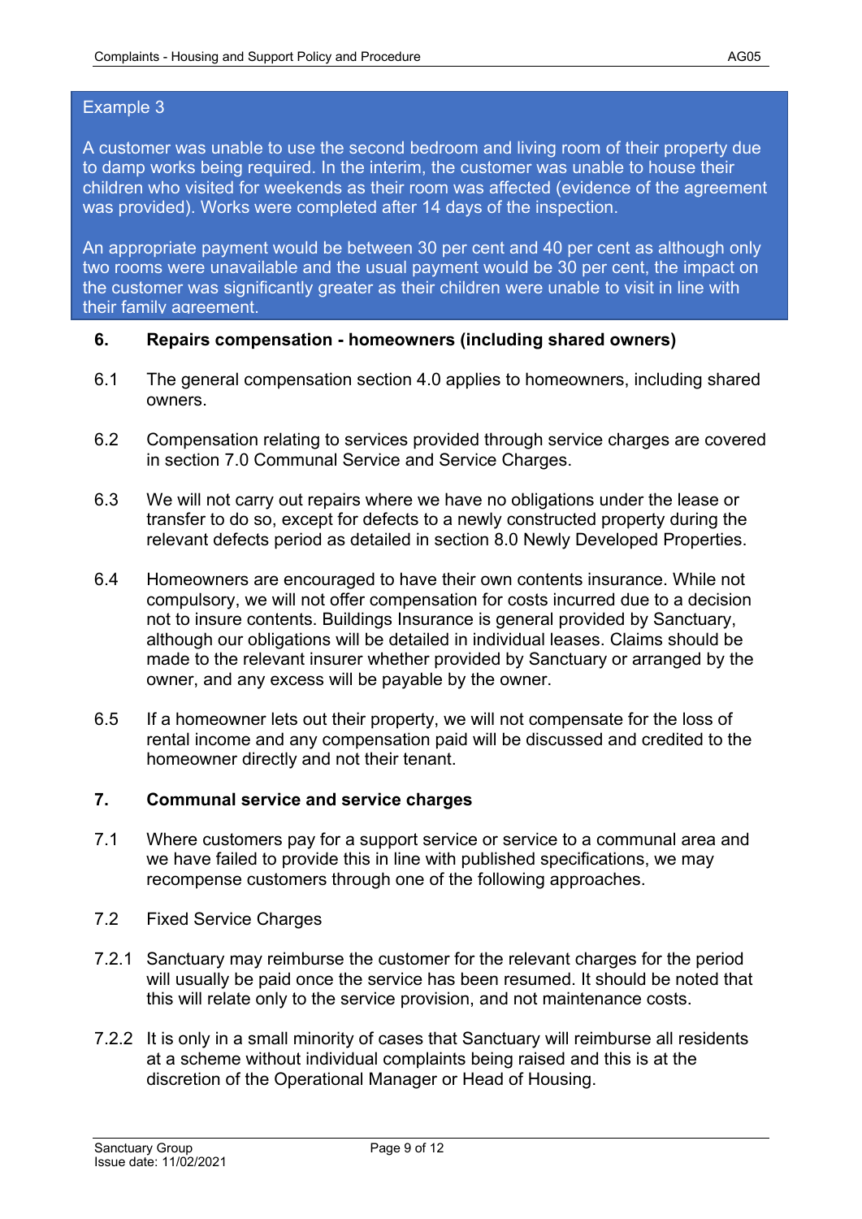Example 3

A customer was unable to use the second bedroom and living room of their property due to damp works being required. In the interim, the customer was unable to house their children who visited for weekends as their room was affected (evidence of the agreement was provided). Works were completed after 14 days of the inspection.

An appropriate payment would be between 30 per cent and 40 per cent as although only two rooms were unavailable and the usual payment would be 30 per cent, the impact on the customer was significantly greater as their children were unable to visit in line with their family agreement.

## 6. Repairs compensation - homeowners (including shared owners)

6.1 The general compensation section 4.0 applies to homeowners, including shared owners.

6.2 Compensation relating to services provided through service charges are covered in section 7.0 Communal Service and Service Charges.

6.3 We will not carry out repairs where we have no obligations under the lease or transfer to do so, except for defects to a newly constructed property during the relevant defects period as detailed in section 8.0 Newly Developed Properties.

6.4 Homeowners are encouraged to have their own contents insurance. While not compulsory, we will not offer compensation for costs incurred due to a decision not to insure contents. Buildings Insurance is general provided by Sanctuary, although our obligations will be detailed in individual leases. Claims should be made to the relevant insurer whether provided by Sanctuary or arranged by the owner, and any excess will be payable by the owner.

6.5 If a homeowner lets out their property, we will not compensate for the loss of rental income and any compensation paid will be discussed and credited to the homeowner directly and not their tenant.

## 7. Communal service and service charges

7.1 Where customers pay for a support service or service to a communal area and we have failed to provide this in line with published specifications, we may recompense customers through one of the following approaches.

7.2 Fixed Service Charges

7.2.1 Sanctuary may reimburse the customer for the relevant charges for the period will usually be paid once the service has been resumed. It should be noted that this will relate only to the service provision, and not maintenance costs.

7.2.2 It is only in a small minority of cases that Sanctuary will reimburse all residents at a scheme without individual complaints being raised and this is at the discretion of the Operational Manager or Head of Housing.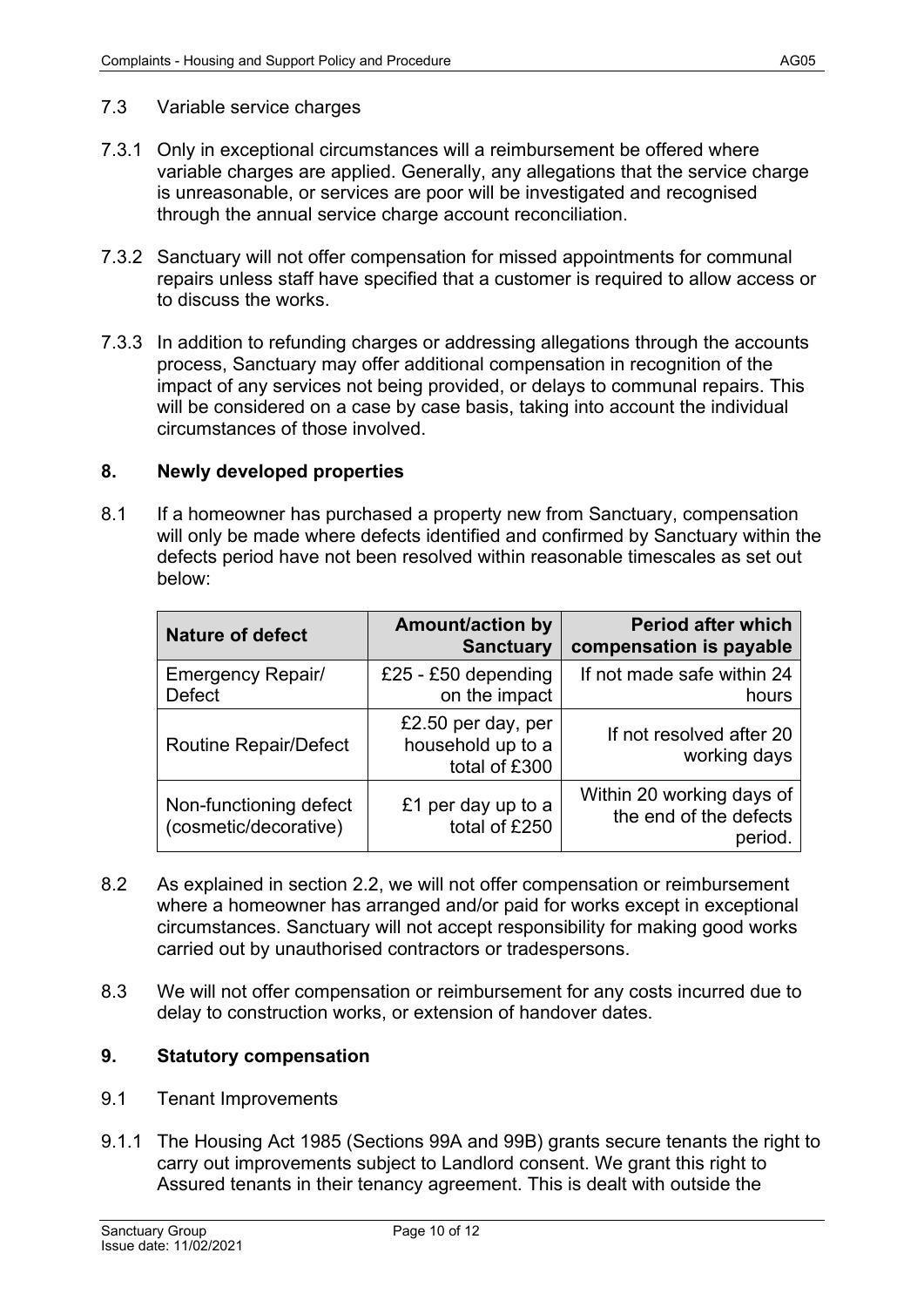7.3 Variable service charges

7.3.1 Only in exceptional circumstances will a reimbursement be offered where variable charges are applied. Generally, any allegations that the service charge is unreasonable, or services are poor will be investigated and recognised through the annual service charge account reconciliation.

7.3.2 Sanctuary will not offer compensation for missed appointments for communal repairs unless staff have specified that a customer is required to allow access or to discuss the works.

7.3.3 In addition to refunding charges or addressing allegations through the accounts process, Sanctuary may offer additional compensation in recognition of the impact of any services not being provided, or delays to communal repairs. This will be considered on a case by case basis, taking into account the individual circumstances of those involved.

## 8. Newly developed properties

8.1 If a homeowner has purchased a property new from Sanctuary, compensation will only be made where defects identified and confirmed by Sanctuary within the defects period have not been resolved within reasonable timescales as set out below:

| Nature of defect | Amount/action by Sanctuary | Period after which compensation is payable |
|---|---|---|
| Emergency Repair/ Defect | £25 - £50 depending on the impact | If not made safe within 24 hours |
| Routine Repair/Defect | £2.50 per day, per household up to a total of £300 | If not resolved after 20 working days |
| Non-functioning defect (cosmetic/decorative) | £1 per day up to a total of £250 | Within 20 working days of the end of the defects period. |

8.2 As explained in section 2.2, we will not offer compensation or reimbursement where a homeowner has arranged and/or paid for works except in exceptional circumstances. Sanctuary will not accept responsibility for making good works carried out by unauthorised contractors or tradespersons.

8.3 We will not offer compensation or reimbursement for any costs incurred due to delay to construction works, or extension of handover dates.

## 9. Statutory compensation

9.1 Tenant Improvements

9.1.1 The Housing Act 1985 (Sections 99A and 99B) grants secure tenants the right to carry out improvements subject to Landlord consent. We grant this right to Assured tenants in their tenancy agreement. This is dealt with outside the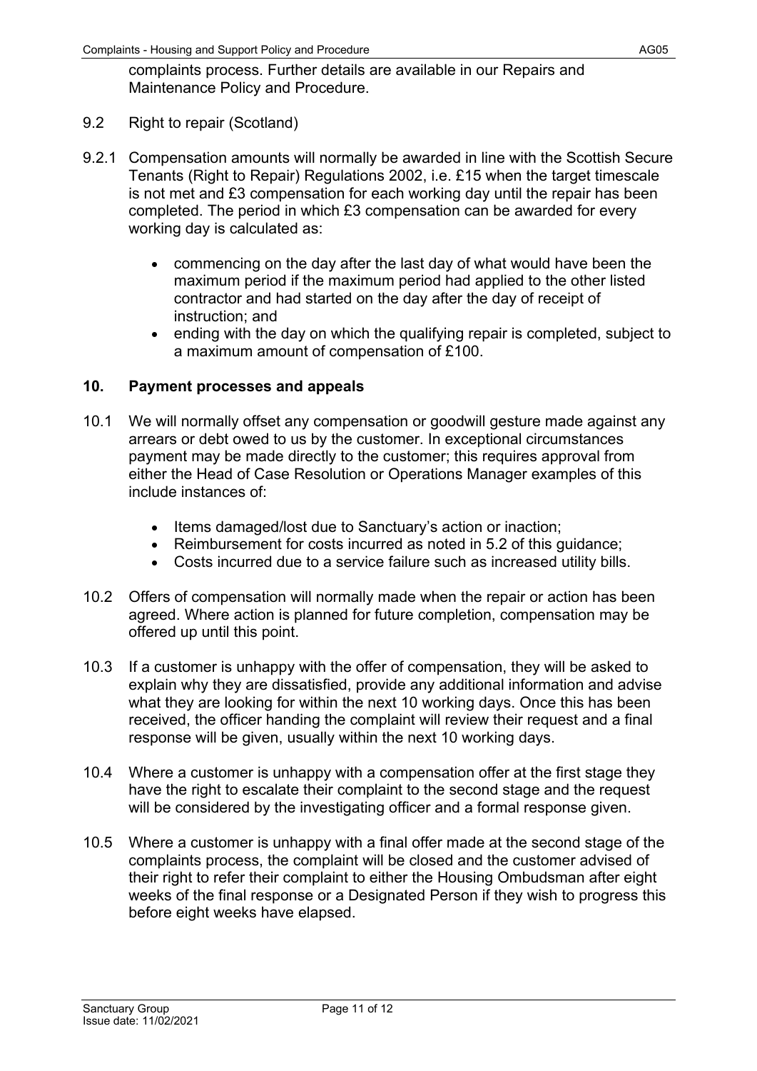complaints process. Further details are available in our Repairs and Maintenance Policy and Procedure.

9.2 Right to repair (Scotland)

9.2.1 Compensation amounts will normally be awarded in line with the Scottish Secure Tenants (Right to Repair) Regulations 2002, i.e. £15 when the target timescale is not met and £3 compensation for each working day until the repair has been completed. The period in which £3 compensation can be awarded for every working day is calculated as:

- commencing on the day after the last day of what would have been the maximum period if the maximum period had applied to the other listed contractor and had started on the day after the day of receipt of instruction; and
- ending with the day on which the qualifying repair is completed, subject to a maximum amount of compensation of £100.

## 10. Payment processes and appeals

10.1 We will normally offset any compensation or goodwill gesture made against any arrears or debt owed to us by the customer. In exceptional circumstances payment may be made directly to the customer; this requires approval from either the Head of Case Resolution or Operations Manager examples of this include instances of:

- Items damaged/lost due to Sanctuary's action or inaction;
- Reimbursement for costs incurred as noted in 5.2 of this guidance;
- Costs incurred due to a service failure such as increased utility bills.

10.2 Offers of compensation will normally made when the repair or action has been agreed. Where action is planned for future completion, compensation may be offered up until this point.

10.3 If a customer is unhappy with the offer of compensation, they will be asked to explain why they are dissatisfied, provide any additional information and advise what they are looking for within the next 10 working days. Once this has been received, the officer handing the complaint will review their request and a final response will be given, usually within the next 10 working days.

10.4 Where a customer is unhappy with a compensation offer at the first stage they have the right to escalate their complaint to the second stage and the request will be considered by the investigating officer and a formal response given.

10.5 Where a customer is unhappy with a final offer made at the second stage of the complaints process, the complaint will be closed and the customer advised of their right to refer their complaint to either the Housing Ombudsman after eight weeks of the final response or a Designated Person if they wish to progress this before eight weeks have elapsed.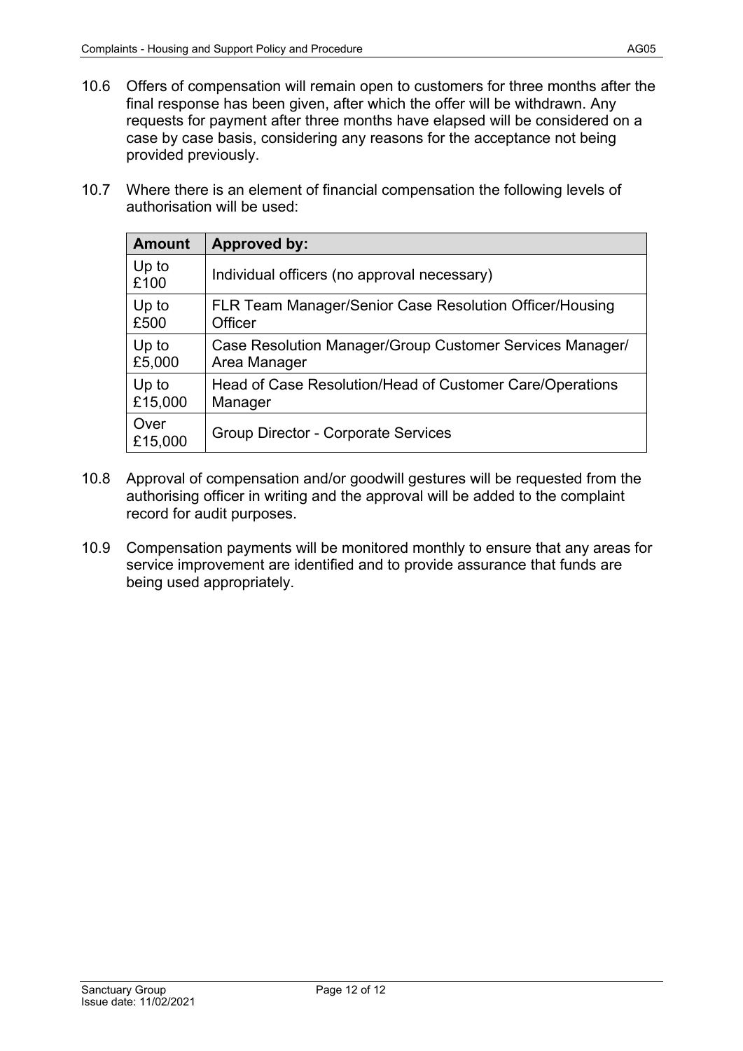10.6 Offers of compensation will remain open to customers for three months after the final response has been given, after which the offer will be withdrawn. Any requests for payment after three months have elapsed will be considered on a case by case basis, considering any reasons for the acceptance not being provided previously.

10.7 Where there is an element of financial compensation the following levels of authorisation will be used:

| Amount | Approved by: |
|---|---|
| Up to £100 | Individual officers (no approval necessary) |
| Up to £500 | FLR Team Manager/Senior Case Resolution Officer/Housing Officer |
| Up to £5,000 | Case Resolution Manager/Group Customer Services Manager/ Area Manager |
| Up to £15,000 | Head of Case Resolution/Head of Customer Care/Operations Manager |
| Over £15,000 | Group Director - Corporate Services |

10.8 Approval of compensation and/or goodwill gestures will be requested from the authorising officer in writing and the approval will be added to the complaint record for audit purposes.

10.9 Compensation payments will be monitored monthly to ensure that any areas for service improvement are identified and to provide assurance that funds are being used appropriately.